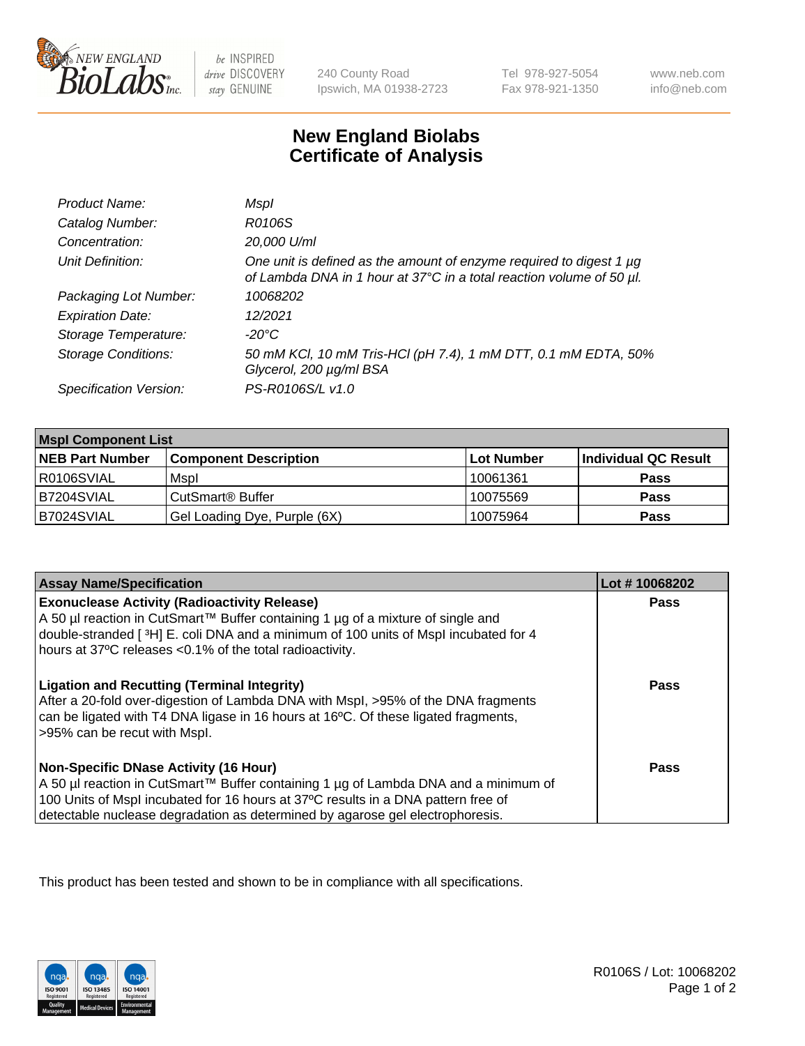New England Biolabs Inc. — be INSPIRED drive DISCOVERY stay GENUINE

240 County Road, Ipswich, MA 01938-2723 | Tel 978-927-5054 | Fax 978-921-1350 | www.neb.com | info@neb.com

# New England Biolabs Certificate of Analysis

| | |
|---|---|
| *Product Name:* | *MspI* |
| *Catalog Number:* | *R0106S* |
| *Concentration:* | *20,000 U/ml* |
| *Unit Definition:* | *One unit is defined as the amount of enzyme required to digest 1 µg of Lambda DNA in 1 hour at 37°C in a total reaction volume of 50 µl.* |
| *Packaging Lot Number:* | *10068202* |
| *Expiration Date:* | *12/2021* |
| *Storage Temperature:* | *-20°C* |
| *Storage Conditions:* | *50 mM KCl, 10 mM Tris-HCl (pH 7.4), 1 mM DTT, 0.1 mM EDTA, 50% Glycerol, 200 µg/ml BSA* |
| *Specification Version:* | *PS-R0106S/L v1.0* |

| **MspI Component List** | | | |
|---|---|---|---|
| **NEB Part Number** | **Component Description** | **Lot Number** | **Individual QC Result** |
| R0106SVIAL | MspI | 10061361 | **Pass** |
| B7204SVIAL | CutSmart® Buffer | 10075569 | **Pass** |
| B7024SVIAL | Gel Loading Dye, Purple (6X) | 10075964 | **Pass** |

| **Assay Name/Specification** | **Lot # 10068202** |
|---|---|
| **Exonuclease Activity (Radioactivity Release)**<br>A 50 µl reaction in CutSmart™ Buffer containing 1 µg of a mixture of single and double-stranded [ ³H] E. coli DNA and a minimum of 100 units of MspI incubated for 4 hours at 37ºC releases <0.1% of the total radioactivity. | **Pass** |
| **Ligation and Recutting (Terminal Integrity)**<br>After a 20-fold over-digestion of Lambda DNA with MspI, >95% of the DNA fragments can be ligated with T4 DNA ligase in 16 hours at 16ºC. Of these ligated fragments, >95% can be recut with MspI. | **Pass** |
| **Non-Specific DNase Activity (16 Hour)**<br>A 50 µl reaction in CutSmart™ Buffer containing 1 µg of Lambda DNA and a minimum of 100 Units of MspI incubated for 16 hours at 37ºC results in a DNA pattern free of detectable nuclease degradation as determined by agarose gel electrophoresis. | **Pass** |

This product has been tested and shown to be in compliance with all specifications.

R0106S / Lot: 10068202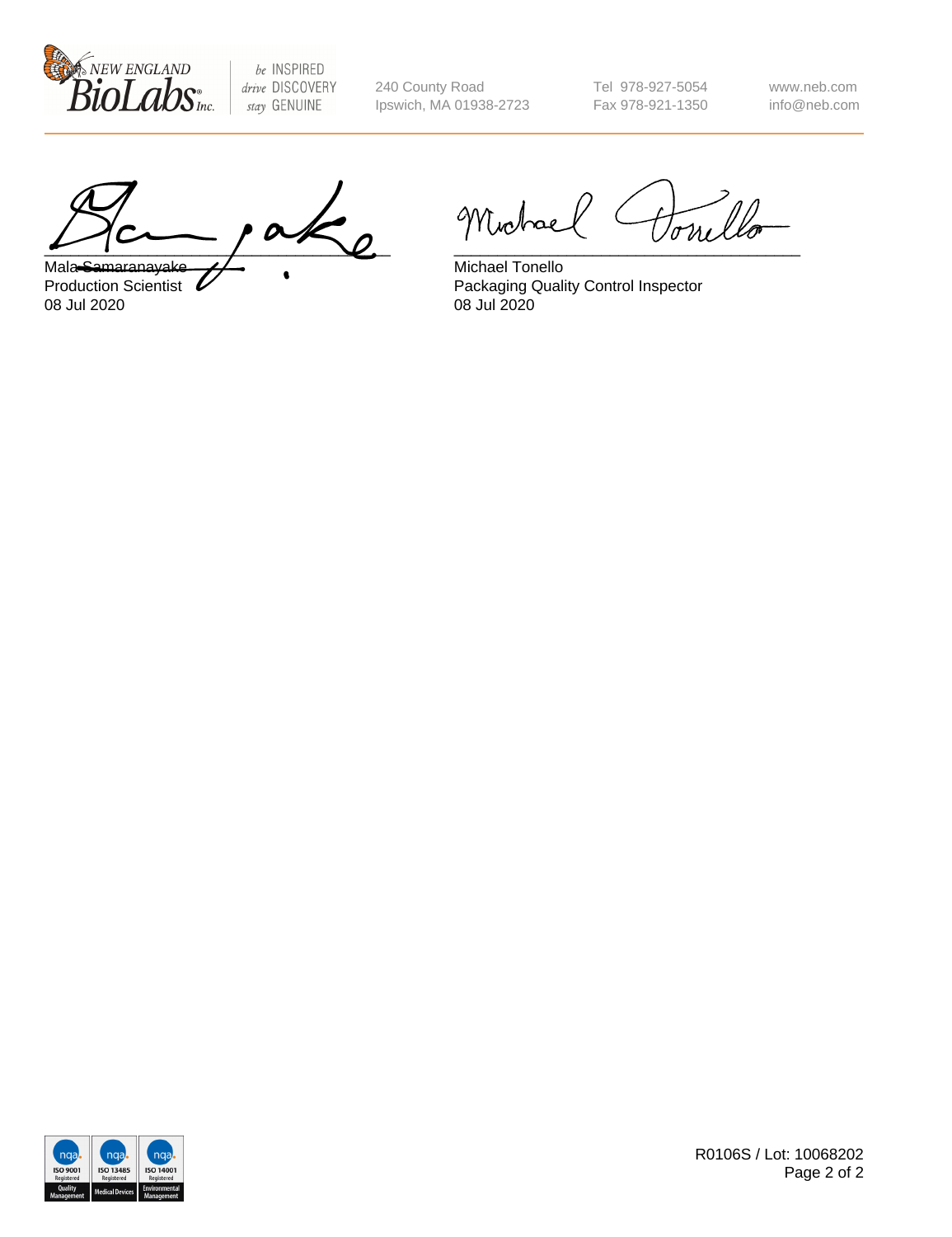be INSPIRED
drive DISCOVERY
stay GENUINE

240 County Road
Ipswich, MA 01938-2723

Tel 978-927-5054
Fax 978-921-1350

www.neb.com
info@neb.com

Mala Samaranayake
Production Scientist
08 Jul 2020

Michael Tonello
Packaging Quality Control Inspector
08 Jul 2020

ISO 9001 Registered Quality Management | ISO 13485 Registered Medical Devices | ISO 14001 Registered Environmental Management

R0106S / Lot: 10068202